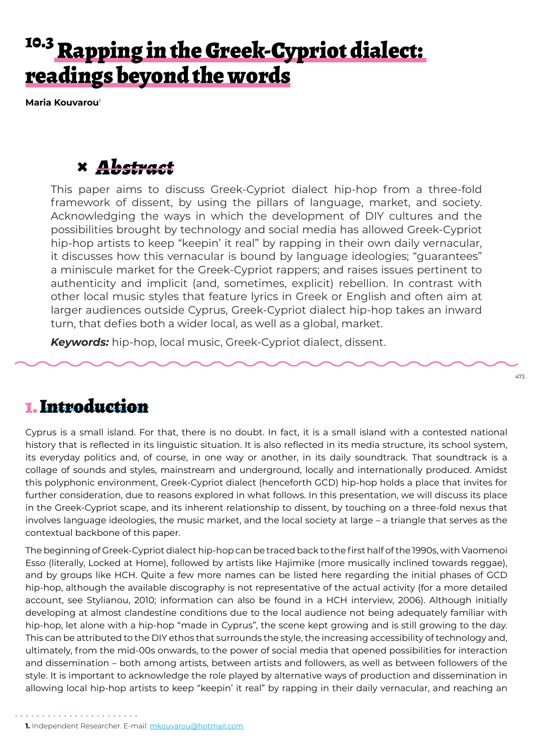# 10.3 Rapping in the Greek-Cypriot dialect: readings beyond the words

**Maria Kouvarou**[1]

## Abstract

This paper aims to discuss Greek-Cypriot dialect hip-hop from a three-fold framework of dissent, by using the pillars of language, market, and society. Acknowledging the ways in which the development of DIY cultures and the possibilities brought by technology and social media has allowed Greek-Cypriot hip-hop artists to keep "keepin' it real" by rapping in their own daily vernacular, it discusses how this vernacular is bound by language ideologies; "guarantees" a miniscule market for the Greek-Cypriot rappers; and raises issues pertinent to authenticity and implicit (and, sometimes, explicit) rebellion. In contrast with other local music styles that feature lyrics in Greek or English and often aim at larger audiences outside Cyprus, Greek-Cypriot dialect hip-hop takes an inward turn, that defies both a wider local, as well as a global, market.

***Keywords:*** hip-hop, local music, Greek-Cypriot dialect, dissent.

## 1. Introduction

Cyprus is a small island. For that, there is no doubt. In fact, it is a small island with a contested national history that is reflected in its linguistic situation. It is also reflected in its media structure, its school system, its everyday politics and, of course, in one way or another, in its daily soundtrack. That soundtrack is a collage of sounds and styles, mainstream and underground, locally and internationally produced. Amidst this polyphonic environment, Greek-Cypriot dialect (henceforth GCD) hip-hop holds a place that invites for further consideration, due to reasons explored in what follows. In this presentation, we will discuss its place in the Greek-Cypriot scape, and its inherent relationship to dissent, by touching on a three-fold nexus that involves language ideologies, the music market, and the local society at large – a triangle that serves as the contextual backbone of this paper.

The beginning of Greek-Cypriot dialect hip-hop can be traced back to the first half of the 1990s, with Vaomenoi Esso (literally, Locked at Home), followed by artists like Hajimike (more musically inclined towards reggae), and by groups like HCH. Quite a few more names can be listed here regarding the initial phases of GCD hip-hop, although the available discography is not representative of the actual activity (for a more detailed account, see Stylianou, 2010; information can also be found in a HCH interview, 2006). Although initially developing at almost clandestine conditions due to the local audience not being adequately familiar with hip-hop, let alone with a hip-hop "made in Cyprus", the scene kept growing and is still growing to the day. This can be attributed to the DIY ethos that surrounds the style, the increasing accessibility of technology and, ultimately, from the mid-00s onwards, to the power of social media that opened possibilities for interaction and dissemination – both among artists, between artists and followers, as well as between followers of the style. It is important to acknowledge the role played by alternative ways of production and dissemination in allowing local hip-hop artists to keep "keepin' it real" by rapping in their daily vernacular, and reaching an

[1] Independent Researcher. E-mail: mkouvarou@hotmail.com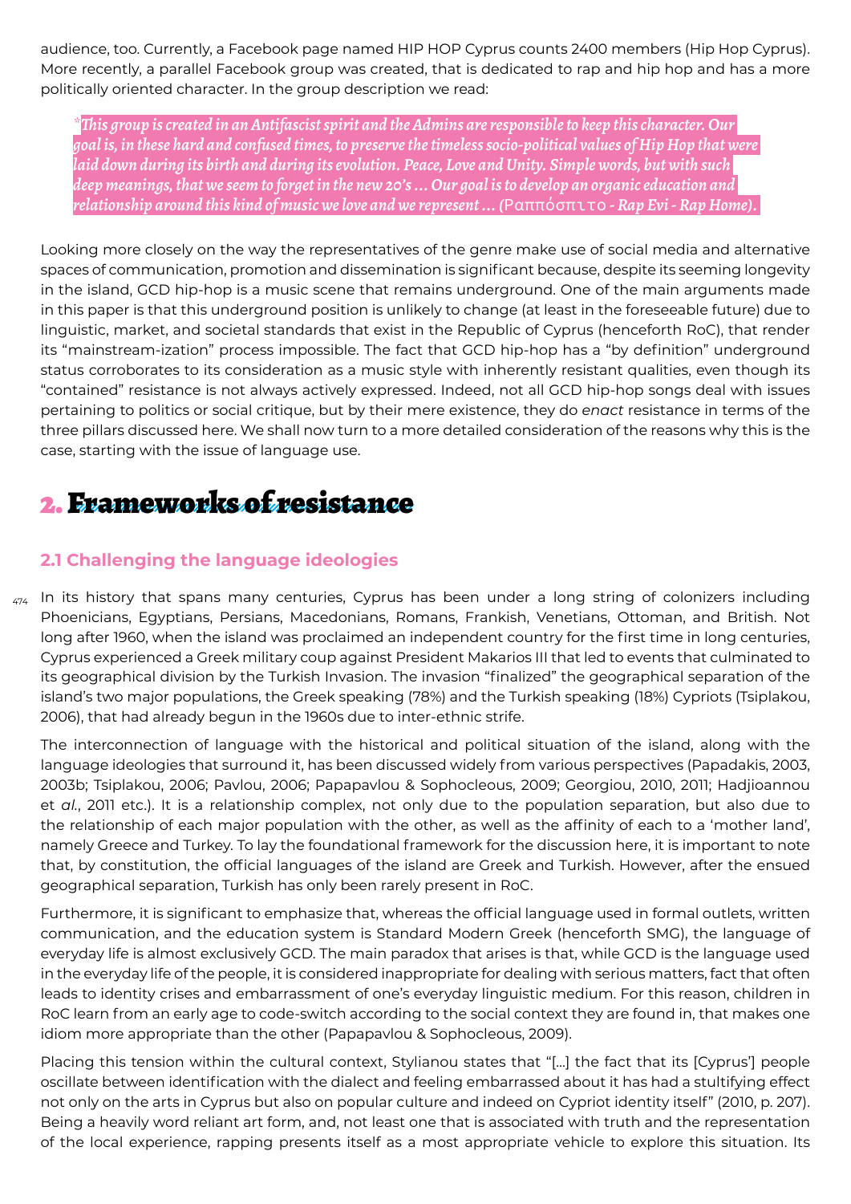audience, too. Currently, a Facebook page named HIP HOP Cyprus counts 2400 members (Hip Hop Cyprus). More recently, a parallel Facebook group was created, that is dedicated to rap and hip hop and has a more politically oriented character. In the group description we read:

> *"This group is created in an Antifascist spirit and the Admins are responsible to keep this character. Our goal is, in these hard and confused times, to preserve the timeless socio-political values of Hip Hop that were laid down during its birth and during its evolution. Peace, Love and Unity. Simple words, but with such deep meanings, that we seem to forget in the new 20's … Our goal is to develop an organic education and relationship around this kind of music we love and we represent … (Ραππόσπιτο - Rap Evi - Rap Home).*

Looking more closely on the way the representatives of the genre make use of social media and alternative spaces of communication, promotion and dissemination is significant because, despite its seeming longevity in the island, GCD hip-hop is a music scene that remains underground. One of the main arguments made in this paper is that this underground position is unlikely to change (at least in the foreseeable future) due to linguistic, market, and societal standards that exist in the Republic of Cyprus (henceforth RoC), that render its "mainstream-ization" process impossible. The fact that GCD hip-hop has a "by definition" underground status corroborates to its consideration as a music style with inherently resistant qualities, even though its "contained" resistance is not always actively expressed. Indeed, not all GCD hip-hop songs deal with issues pertaining to politics or social critique, but by their mere existence, they do *enact* resistance in terms of the three pillars discussed here. We shall now turn to a more detailed consideration of the reasons why this is the case, starting with the issue of language use.

# 2. Frameworks of resistance

## 2.1 Challenging the language ideologies

In its history that spans many centuries, Cyprus has been under a long string of colonizers including Phoenicians, Egyptians, Persians, Macedonians, Romans, Frankish, Venetians, Ottoman, and British. Not long after 1960, when the island was proclaimed an independent country for the first time in long centuries, Cyprus experienced a Greek military coup against President Makarios III that led to events that culminated to its geographical division by the Turkish Invasion. The invasion "finalized" the geographical separation of the island's two major populations, the Greek speaking (78%) and the Turkish speaking (18%) Cypriots (Tsiplakou, 2006), that had already begun in the 1960s due to inter-ethnic strife.

The interconnection of language with the historical and political situation of the island, along with the language ideologies that surround it, has been discussed widely from various perspectives (Papadakis, 2003, 2003b; Tsiplakou, 2006; Pavlou, 2006; Papapavlou & Sophocleous, 2009; Georgiou, 2010, 2011; Hadjioannou et *al.*, 2011 etc.). It is a relationship complex, not only due to the population separation, but also due to the relationship of each major population with the other, as well as the affinity of each to a 'mother land', namely Greece and Turkey. To lay the foundational framework for the discussion here, it is important to note that, by constitution, the official languages of the island are Greek and Turkish. However, after the ensued geographical separation, Turkish has only been rarely present in RoC.

Furthermore, it is significant to emphasize that, whereas the official language used in formal outlets, written communication, and the education system is Standard Modern Greek (henceforth SMG), the language of everyday life is almost exclusively GCD. The main paradox that arises is that, while GCD is the language used in the everyday life of the people, it is considered inappropriate for dealing with serious matters, fact that often leads to identity crises and embarrassment of one's everyday linguistic medium. For this reason, children in RoC learn from an early age to code-switch according to the social context they are found in, that makes one idiom more appropriate than the other (Papapavlou & Sophocleous, 2009).

Placing this tension within the cultural context, Stylianou states that "[…] the fact that its [Cyprus'] people oscillate between identification with the dialect and feeling embarrassed about it has had a stultifying effect not only on the arts in Cyprus but also on popular culture and indeed on Cypriot identity itself" (2010, p. 207). Being a heavily word reliant art form, and, not least one that is associated with truth and the representation of the local experience, rapping presents itself as a most appropriate vehicle to explore this situation. Its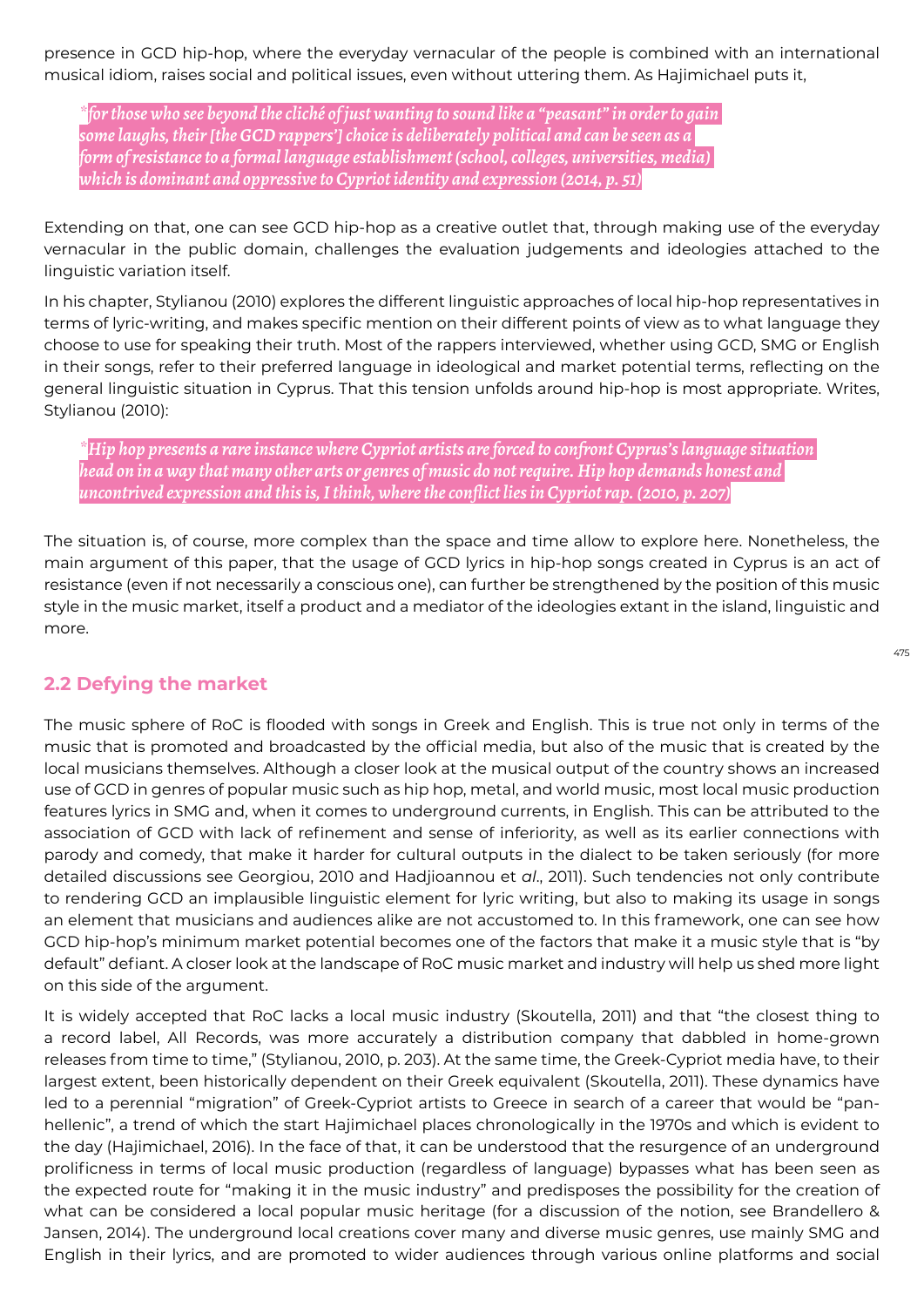presence in GCD hip-hop, where the everyday vernacular of the people is combined with an international musical idiom, raises social and political issues, even without uttering them. As Hajimichael puts it,

> *\*for those who see beyond the cliché of just wanting to sound like a "peasant" in order to gain some laughs, their [the GCD rappers'] choice is deliberately political and can be seen as a form of resistance to a formal language establishment (school, colleges, universities, media) which is dominant and oppressive to Cypriot identity and expression (2014, p. 51)*

Extending on that, one can see GCD hip-hop as a creative outlet that, through making use of the everyday vernacular in the public domain, challenges the evaluation judgements and ideologies attached to the linguistic variation itself.

In his chapter, Stylianou (2010) explores the different linguistic approaches of local hip-hop representatives in terms of lyric-writing, and makes specific mention on their different points of view as to what language they choose to use for speaking their truth. Most of the rappers interviewed, whether using GCD, SMG or English in their songs, refer to their preferred language in ideological and market potential terms, reflecting on the general linguistic situation in Cyprus. That this tension unfolds around hip-hop is most appropriate. Writes, Stylianou (2010):

> *\*Hip hop presents a rare instance where Cypriot artists are forced to confront Cyprus's language situation head on in a way that many other arts or genres of music do not require. Hip hop demands honest and uncontrived expression and this is, I think, where the conflict lies in Cypriot rap. (2010, p. 207)*

The situation is, of course, more complex than the space and time allow to explore here. Nonetheless, the main argument of this paper, that the usage of GCD lyrics in hip-hop songs created in Cyprus is an act of resistance (even if not necessarily a conscious one), can further be strengthened by the position of this music style in the music market, itself a product and a mediator of the ideologies extant in the island, linguistic and more.

## 2.2 Defying the market

The music sphere of RoC is flooded with songs in Greek and English. This is true not only in terms of the music that is promoted and broadcasted by the official media, but also of the music that is created by the local musicians themselves. Although a closer look at the musical output of the country shows an increased use of GCD in genres of popular music such as hip hop, metal, and world music, most local music production features lyrics in SMG and, when it comes to underground currents, in English. This can be attributed to the association of GCD with lack of refinement and sense of inferiority, as well as its earlier connections with parody and comedy, that make it harder for cultural outputs in the dialect to be taken seriously (for more detailed discussions see Georgiou, 2010 and Hadjioannou et *al*., 2011). Such tendencies not only contribute to rendering GCD an implausible linguistic element for lyric writing, but also to making its usage in songs an element that musicians and audiences alike are not accustomed to. In this framework, one can see how GCD hip-hop's minimum market potential becomes one of the factors that make it a music style that is "by default" defiant. A closer look at the landscape of RoC music market and industry will help us shed more light on this side of the argument.

It is widely accepted that RoC lacks a local music industry (Skoutella, 2011) and that "the closest thing to a record label, All Records, was more accurately a distribution company that dabbled in home-grown releases from time to time," (Stylianou, 2010, p. 203). At the same time, the Greek-Cypriot media have, to their largest extent, been historically dependent on their Greek equivalent (Skoutella, 2011). These dynamics have led to a perennial "migration" of Greek-Cypriot artists to Greece in search of a career that would be "pan-hellenic", a trend of which the start Hajimichael places chronologically in the 1970s and which is evident to the day (Hajimichael, 2016). In the face of that, it can be understood that the resurgence of an underground prolificness in terms of local music production (regardless of language) bypasses what has been seen as the expected route for "making it in the music industry" and predisposes the possibility for the creation of what can be considered a local popular music heritage (for a discussion of the notion, see Brandellero & Jansen, 2014). The underground local creations cover many and diverse music genres, use mainly SMG and English in their lyrics, and are promoted to wider audiences through various online platforms and social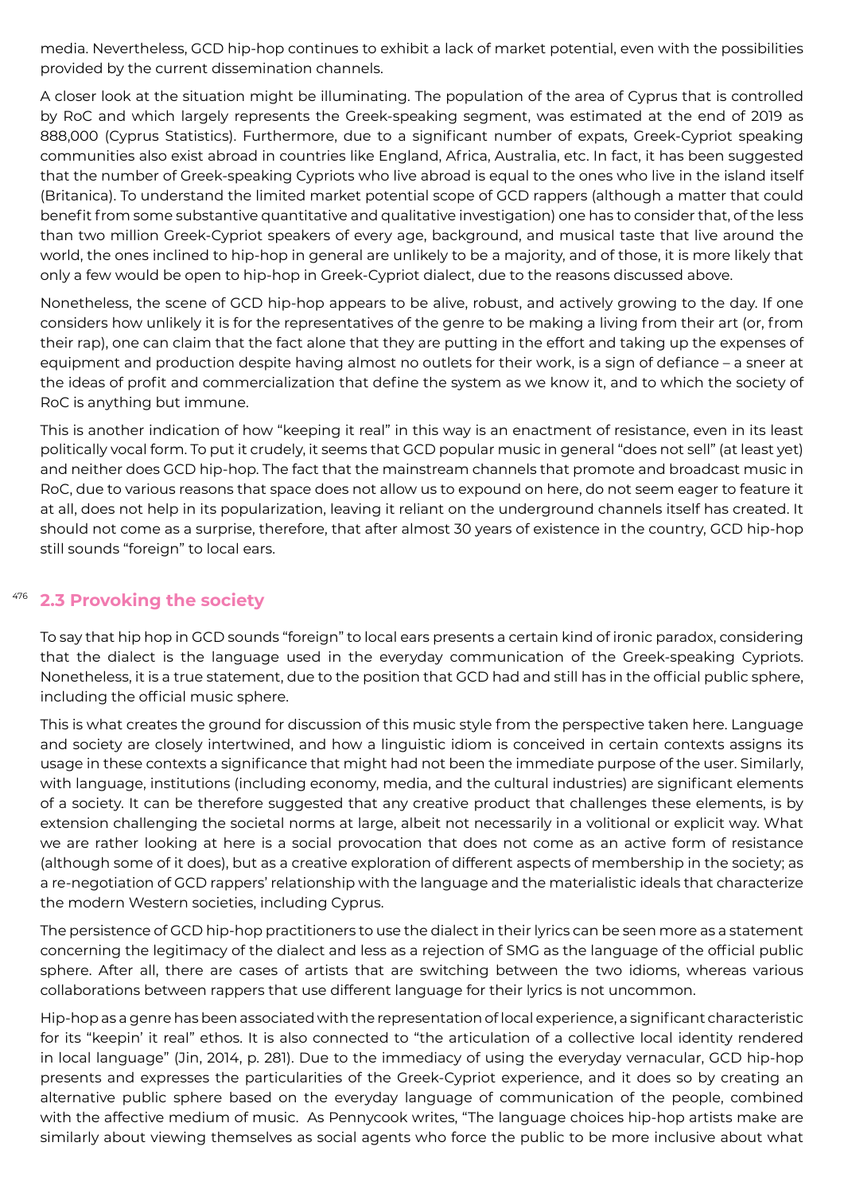media. Nevertheless, GCD hip-hop continues to exhibit a lack of market potential, even with the possibilities provided by the current dissemination channels.

A closer look at the situation might be illuminating. The population of the area of Cyprus that is controlled by RoC and which largely represents the Greek-speaking segment, was estimated at the end of 2019 as 888,000 (Cyprus Statistics). Furthermore, due to a significant number of expats, Greek-Cypriot speaking communities also exist abroad in countries like England, Africa, Australia, etc. In fact, it has been suggested that the number of Greek-speaking Cypriots who live abroad is equal to the ones who live in the island itself (Britanica). To understand the limited market potential scope of GCD rappers (although a matter that could benefit from some substantive quantitative and qualitative investigation) one has to consider that, of the less than two million Greek-Cypriot speakers of every age, background, and musical taste that live around the world, the ones inclined to hip-hop in general are unlikely to be a majority, and of those, it is more likely that only a few would be open to hip-hop in Greek-Cypriot dialect, due to the reasons discussed above.

Nonetheless, the scene of GCD hip-hop appears to be alive, robust, and actively growing to the day. If one considers how unlikely it is for the representatives of the genre to be making a living from their art (or, from their rap), one can claim that the fact alone that they are putting in the effort and taking up the expenses of equipment and production despite having almost no outlets for their work, is a sign of defiance – a sneer at the ideas of profit and commercialization that define the system as we know it, and to which the society of RoC is anything but immune.

This is another indication of how "keeping it real" in this way is an enactment of resistance, even in its least politically vocal form. To put it crudely, it seems that GCD popular music in general "does not sell" (at least yet) and neither does GCD hip-hop. The fact that the mainstream channels that promote and broadcast music in RoC, due to various reasons that space does not allow us to expound on here, do not seem eager to feature it at all, does not help in its popularization, leaving it reliant on the underground channels itself has created. It should not come as a surprise, therefore, that after almost 30 years of existence in the country, GCD hip-hop still sounds "foreign" to local ears.

## 2.3 Provoking the society

To say that hip hop in GCD sounds "foreign" to local ears presents a certain kind of ironic paradox, considering that the dialect is the language used in the everyday communication of the Greek-speaking Cypriots. Nonetheless, it is a true statement, due to the position that GCD had and still has in the official public sphere, including the official music sphere.

This is what creates the ground for discussion of this music style from the perspective taken here. Language and society are closely intertwined, and how a linguistic idiom is conceived in certain contexts assigns its usage in these contexts a significance that might had not been the immediate purpose of the user. Similarly, with language, institutions (including economy, media, and the cultural industries) are significant elements of a society. It can be therefore suggested that any creative product that challenges these elements, is by extension challenging the societal norms at large, albeit not necessarily in a volitional or explicit way. What we are rather looking at here is a social provocation that does not come as an active form of resistance (although some of it does), but as a creative exploration of different aspects of membership in the society; as a re-negotiation of GCD rappers' relationship with the language and the materialistic ideals that characterize the modern Western societies, including Cyprus.

The persistence of GCD hip-hop practitioners to use the dialect in their lyrics can be seen more as a statement concerning the legitimacy of the dialect and less as a rejection of SMG as the language of the official public sphere. After all, there are cases of artists that are switching between the two idioms, whereas various collaborations between rappers that use different language for their lyrics is not uncommon.

Hip-hop as a genre has been associated with the representation of local experience, a significant characteristic for its "keepin' it real" ethos. It is also connected to "the articulation of a collective local identity rendered in local language" (Jin, 2014, p. 281). Due to the immediacy of using the everyday vernacular, GCD hip-hop presents and expresses the particularities of the Greek-Cypriot experience, and it does so by creating an alternative public sphere based on the everyday language of communication of the people, combined with the affective medium of music. As Pennycook writes, "The language choices hip-hop artists make are similarly about viewing themselves as social agents who force the public to be more inclusive about what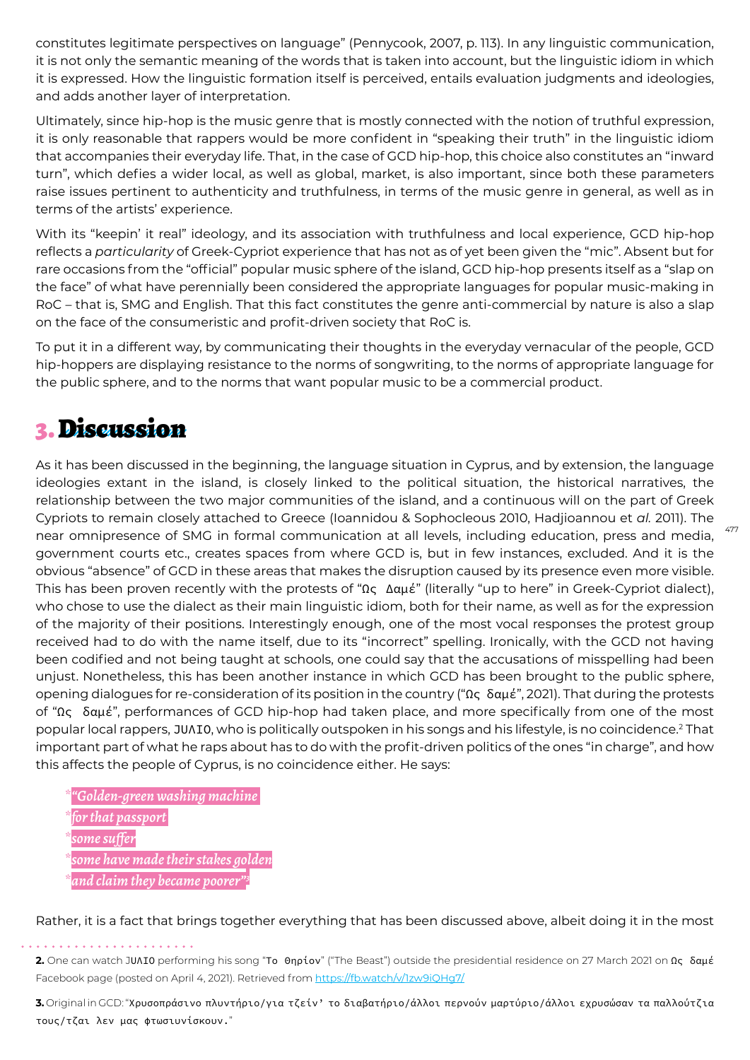constitutes legitimate perspectives on language" (Pennycook, 2007, p. 113). In any linguistic communication, it is not only the semantic meaning of the words that is taken into account, but the linguistic idiom in which it is expressed. How the linguistic formation itself is perceived, entails evaluation judgments and ideologies, and adds another layer of interpretation.

Ultimately, since hip-hop is the music genre that is mostly connected with the notion of truthful expression, it is only reasonable that rappers would be more confident in "speaking their truth" in the linguistic idiom that accompanies their everyday life. That, in the case of GCD hip-hop, this choice also constitutes an "inward turn", which defies a wider local, as well as global, market, is also important, since both these parameters raise issues pertinent to authenticity and truthfulness, in terms of the music genre in general, as well as in terms of the artists' experience.

With its "keepin' it real" ideology, and its association with truthfulness and local experience, GCD hip-hop reflects a *particularity* of Greek-Cypriot experience that has not as of yet been given the "mic". Absent but for rare occasions from the "official" popular music sphere of the island, GCD hip-hop presents itself as a "slap on the face" of what have perennially been considered the appropriate languages for popular music-making in RoC – that is, SMG and English. That this fact constitutes the genre anti-commercial by nature is also a slap on the face of the consumeristic and profit-driven society that RoC is.

To put it in a different way, by communicating their thoughts in the everyday vernacular of the people, GCD hip-hoppers are displaying resistance to the norms of songwriting, to the norms of appropriate language for the public sphere, and to the norms that want popular music to be a commercial product.

# 3. Discussion

As it has been discussed in the beginning, the language situation in Cyprus, and by extension, the language ideologies extant in the island, is closely linked to the political situation, the historical narratives, the relationship between the two major communities of the island, and a continuous will on the part of Greek Cypriots to remain closely attached to Greece (Ioannidou & Sophocleous 2010, Hadjioannou et *al.* 2011). The near omnipresence of SMG in formal communication at all levels, including education, press and media, government courts etc., creates spaces from where GCD is, but in few instances, excluded. And it is the obvious "absence" of GCD in these areas that makes the disruption caused by its presence even more visible. This has been proven recently with the protests of "Ως Δαμέ" (literally "up to here" in Greek-Cypriot dialect), who chose to use the dialect as their main linguistic idiom, both for their name, as well as for the expression of the majority of their positions. Interestingly enough, one of the most vocal responses the protest group received had to do with the name itself, due to its "incorrect" spelling. Ironically, with the GCD not having been codified and not being taught at schools, one could say that the accusations of misspelling had been unjust. Nonetheless, this has been another instance in which GCD has been brought to the public sphere, opening dialogues for re-consideration of its position in the country ("Ως δαμέ", 2021). That during the protests of "Ως δαμέ", performances of GCD hip-hop had taken place, and more specifically from one of the most popular local rappers, JUΛIO, who is politically outspoken in his songs and his lifestyle, is no coincidence.[2] That important part of what he raps about has to do with the profit-driven politics of the ones "in charge", and how this affects the people of Cyprus, is no coincidence either. He says:

> *"Golden-green washing machine*
> *for that passport*
> *some suffer*
> *some have made their stakes golden*
> *and claim they became poorer"*[3]

Rather, it is a fact that brings together everything that has been discussed above, albeit doing it in the most

**2.** One can watch JUΛIO performing his song "Το Θηρίον" ("The Beast") outside the presidential residence on 27 March 2021 on Ως δαμέ Facebook page (posted on April 4, 2021). Retrieved from https://fb.watch/v/1zw9iQHg7/

**3.** Original in GCD: "Χρυσοπράσινο πλυντήριο/για τζείν' το διαβατήριο/άλλοι περνούν μαρτύριο/άλλοι εχρυσώσαν τα παλλούτζια τους/τζαι λεν μας φτωσιυνίσκουν."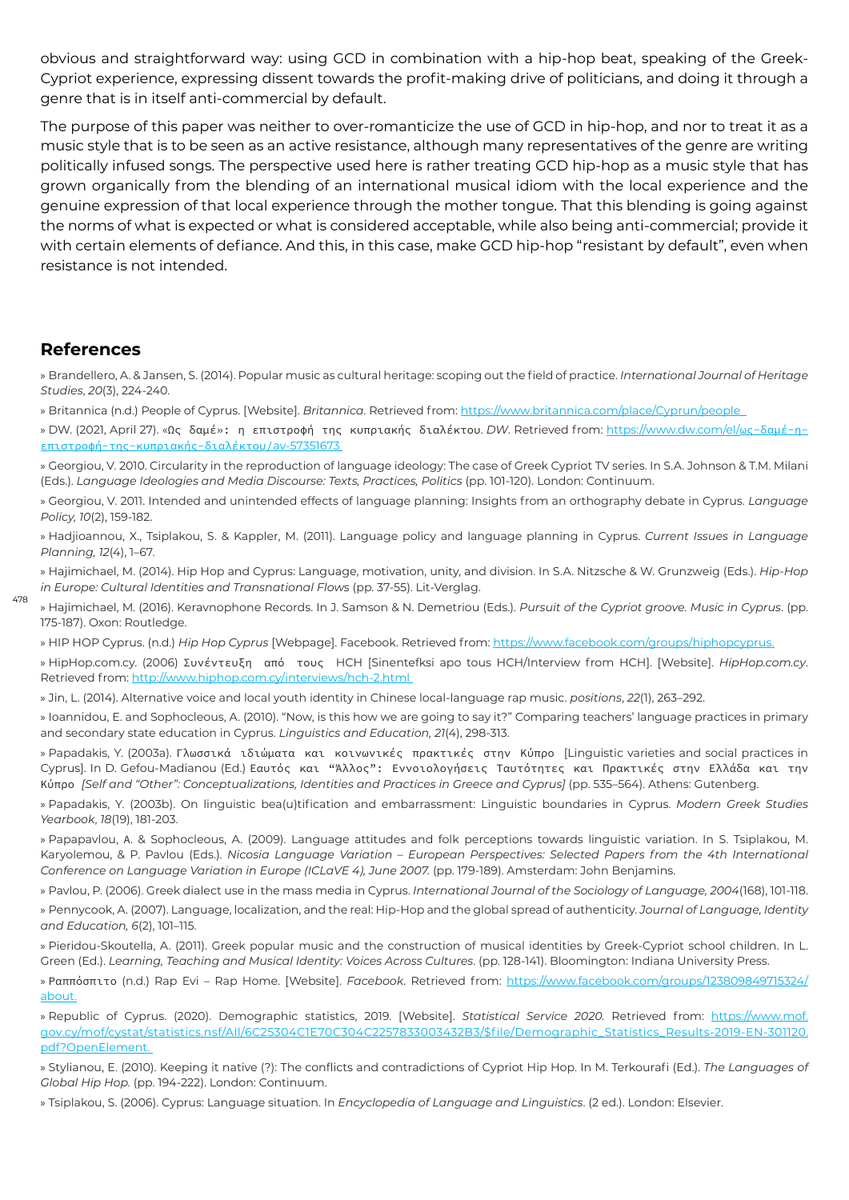obvious and straightforward way: using GCD in combination with a hip-hop beat, speaking of the Greek-Cypriot experience, expressing dissent towards the profit-making drive of politicians, and doing it through a genre that is in itself anti-commercial by default.

The purpose of this paper was neither to over-romanticize the use of GCD in hip-hop, and nor to treat it as a music style that is to be seen as an active resistance, although many representatives of the genre are writing politically infused songs. The perspective used here is rather treating GCD hip-hop as a music style that has grown organically from the blending of an international musical idiom with the local experience and the genuine expression of that local experience through the mother tongue. That this blending is going against the norms of what is expected or what is considered acceptable, while also being anti-commercial; provide it with certain elements of defiance. And this, in this case, make GCD hip-hop "resistant by default", even when resistance is not intended.

## References

» Brandellero, A. & Jansen, S. (2014). Popular music as cultural heritage: scoping out the field of practice. *International Journal of Heritage Studies*, *20*(3), 224-240.

» Britannica (n.d.) People of Cyprus. [Website]. *Britannica*. Retrieved from: https://www.britannica.com/place/Cyprun/people

» DW. (2021, April 27). «Ως δαμέ»: η επιστροφή της κυπριακής διαλέκτου. *DW*. Retrieved from: https://www.dw.com/el/ως-δαμέ-η-επιστροφή-της-κυπριακής-διαλέκτου/av-57351673

» Georgiou, V. 2010. Circularity in the reproduction of language ideology: The case of Greek Cypriot TV series. In S.A. Johnson & T.M. Milani (Eds.). *Language Ideologies and Media Discourse: Texts, Practices, Politics* (pp. 101-120). London: Continuum.

» Georgiou, V. 2011. Intended and unintended effects of language planning: Insights from an orthography debate in Cyprus. *Language Policy, 10*(2), 159-182.

» Hadjioannou, X., Tsiplakou, S. & Kappler, M. (2011). Language policy and language planning in Cyprus. *Current Issues in Language Planning, 12*(4), 1–67.

» Hajimichael, M. (2014). Hip Hop and Cyprus: Language, motivation, unity, and division. In S.A. Nitzsche & W. Grunzweig (Eds.). *Hip-Hop in Europe: Cultural Identities and Transnational Flows* (pp. 37-55). Lit-Verglag.

» Hajimichael, M. (2016). Keravnophone Records. In J. Samson & N. Demetriou (Eds.). *Pursuit of the Cypriot groove. Music in Cyprus*. (pp. 175-187). Oxon: Routledge.

» HIP HOP Cyprus. (n.d.) *Hip Hop Cyprus* [Webpage]. Facebook. Retrieved from: https://www.facebook.com/groups/hiphopcyprus.

» HipHop.com.cy. (2006) Συνέντευξη από τους HCH [Sinentefksi apo tous HCH/Interview from HCH]. [Website]. *HipHop.com.cy*. Retrieved from: http://www.hiphop.com.cy/interviews/hch-2.html

» Jin, L. (2014). Alternative voice and local youth identity in Chinese local-language rap music. *positions*, *22*(1), 263–292.

» Ioannidou, E. and Sophocleous, A. (2010). "Now, is this how we are going to say it?" Comparing teachers' language practices in primary and secondary state education in Cyprus. *Linguistics and Education, 21*(4), 298-313.

» Papadakis, Y. (2003a). Γλωσσικά ιδιώματα και κοινωνικές πρακτικές στην Κύπρο [Linguistic varieties and social practices in Cyprus]. In D. Gefou-Madianou (Ed.) Εαυτός και "Άλλος": Εννοιολογήσεις Ταυτότητες και Πρακτικές στην Ελλάδα και την Κύπρο *[Self and "Other": Conceptualizations, Identities and Practices in Greece and Cyprus]* (pp. 535–564). Athens: Gutenberg.

» Papadakis, Y. (2003b). On linguistic bea(u)tification and embarrassment: Linguistic boundaries in Cyprus. *Modern Greek Studies Yearbook*, *18*(19), 181-203.

» Papapavlou, A. & Sophocleous, A. (2009). Language attitudes and folk perceptions towards linguistic variation. In S. Tsiplakou, M. Karyolemou, & P. Pavlou (Eds.). *Nicosia Language Variation – European Perspectives: Selected Papers from the 4th International Conference on Language Variation in Europe (ICLaVE 4), June 2007.* (pp. 179-189). Amsterdam: John Benjamins.

» Pavlou, P. (2006). Greek dialect use in the mass media in Cyprus. *International Journal of the Sociology of Language, 2004*(168), 101-118.

» Pennycook, A. (2007). Language, localization, and the real: Hip-Hop and the global spread of authenticity. *Journal of Language, Identity and Education, 6*(2), 101–115.

» Pieridou-Skoutella, A. (2011). Greek popular music and the construction of musical identities by Greek-Cypriot school children. In L. Green (Ed.). *Learning, Teaching and Musical Identity: Voices Across Cultures*. (pp. 128-141). Bloomington: Indiana University Press.

» Ραππόσπιτο (n.d.) Rap Evi – Rap Home. [Website]. *Facebook*. Retrieved from: https://www.facebook.com/groups/123809849715324/about.

» Republic of Cyprus. (2020). Demographic statistics, 2019. [Website]. *Statistical Service 2020*. Retrieved from: https://www.mof.gov.cy/mof/cystat/statistics.nsf/All/6C25304C1E70C304C2257833003432B3/$file/Demographic_Statistics_Results-2019-EN-301120.pdf?OpenElement.

» Stylianou, E. (2010). Keeping it native (?): The conflicts and contradictions of Cypriot Hip Hop. In M. Terkourafi (Ed.). *The Languages of Global Hip Hop.* (pp. 194-222). London: Continuum.

» Tsiplakou, S. (2006). Cyprus: Language situation. In *Encyclopedia of Language and Linguistics*. (2 ed.). London: Elsevier.